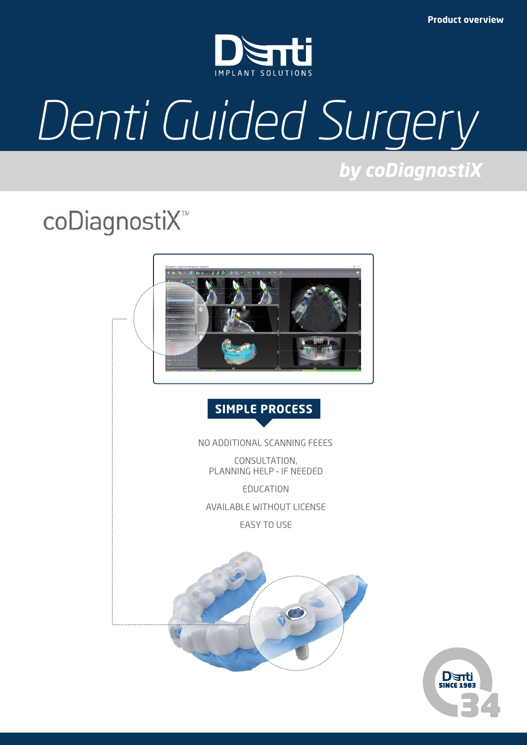Product overview

Denti IMPLANT SOLUTIONS

# Denti Guided Surgery

## *by coDiagnostiX*

coDiagnostiX™

**SIMPLE PROCESS**

NO ADDITIONAL SCANNING FEEES

CONSULTATION,
PLANNING HELP - IF NEEDED

EDUCATION

AVAILABLE WITHOUT LICENSE

EASY TO USE

Denti SINCE 1983 34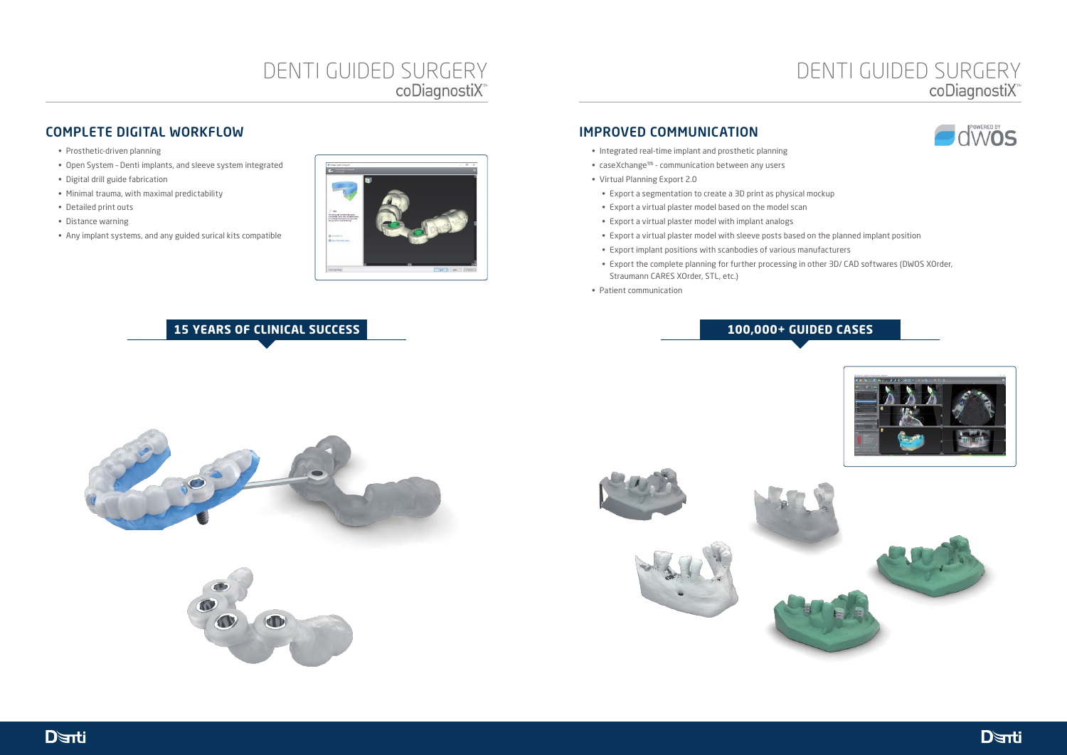# DENTI GUIDED SURGERY
## coDiagnostiX™

### COMPLETE DIGITAL WORKFLOW

- Prosthetic-driven planning
- Open System - Denti implants, and sleeve system integrated
- Digital drill guide fabrication
- Minimal trauma, with maximal predictability
- Detailed print outs
- Distance warning
- Any implant systems, and any guided surical kits compatible

**15 YEARS OF CLINICAL SUCCESS**

# DENTI GUIDED SURGERY
## coDiagnostiX™

### IMPROVED COMMUNICATION

POWERED BY dwos

- Integrated real-time implant and prosthetic planning
- caseXchange™ - communication between any users
- Virtual Planning Export 2.0
  - Export a segmentation to create a 3D print as physical mockup
  - Export a virtual plaster model based on the model scan
  - Export a virtual plaster model with implant analogs
  - Export a virtual plaster model with sleeve posts based on the planned implant position
  - Export implant positions with scanbodies of various manufacturers
  - Export the complete planning for further processing in other 3D/ CAD softwares (DWOS XOrder, Straumann CARES XOrder, STL, etc.)
- Patient communication

**100,000+ GUIDED CASES**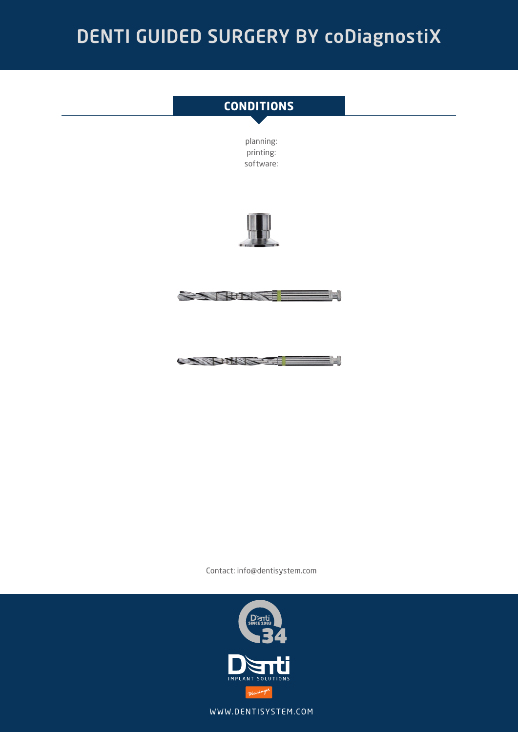# DENTI GUIDED SURGERY BY coDiagnostiX

## CONDITIONS

planning:
printing:
software:

Contact: info@dentisystem.com

WWW.DENTISYSTEM.COM